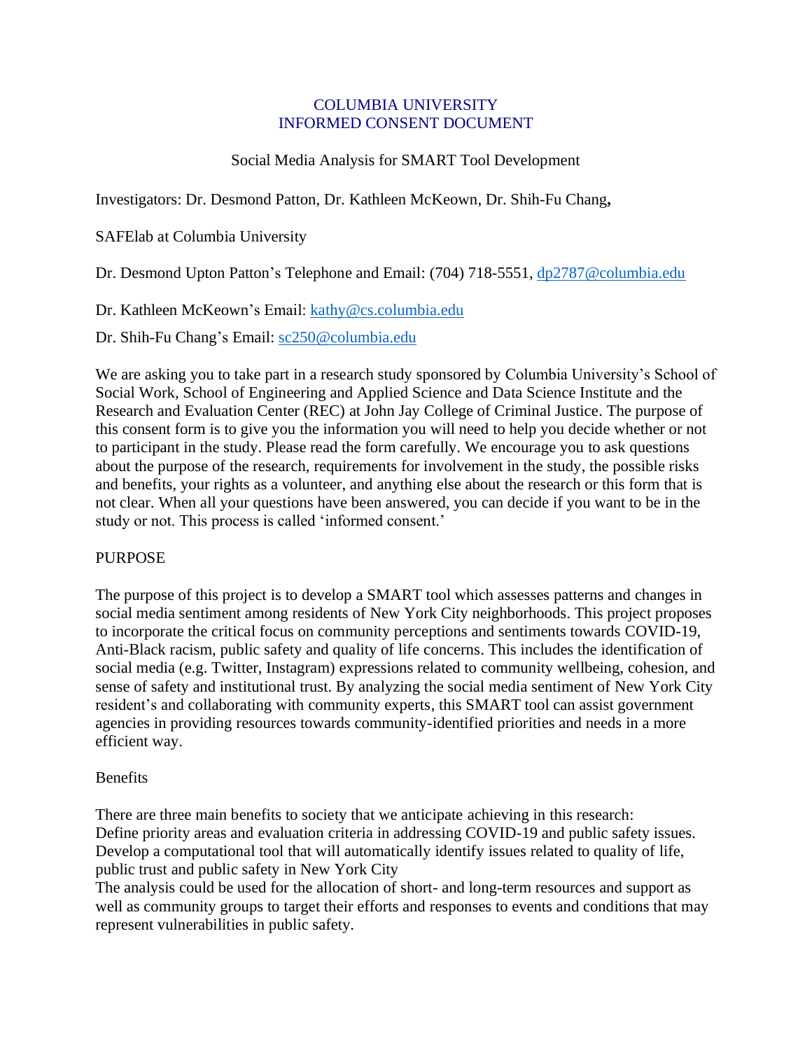# COLUMBIA UNIVERSITY
# INFORMED CONSENT DOCUMENT

## Social Media Analysis for SMART Tool Development

Investigators: Dr. Desmond Patton, Dr. Kathleen McKeown, Dr. Shih-Fu Chang**,**

SAFElab at Columbia University

Dr. Desmond Upton Patton's Telephone and Email: (704) 718-5551, dp2787@columbia.edu

Dr. Kathleen McKeown's Email: kathy@cs.columbia.edu

Dr. Shih-Fu Chang's Email: sc250@columbia.edu

We are asking you to take part in a research study sponsored by Columbia University's School of Social Work, School of Engineering and Applied Science and Data Science Institute and the Research and Evaluation Center (REC) at John Jay College of Criminal Justice. The purpose of this consent form is to give you the information you will need to help you decide whether or not to participant in the study. Please read the form carefully. We encourage you to ask questions about the purpose of the research, requirements for involvement in the study, the possible risks and benefits, your rights as a volunteer, and anything else about the research or this form that is not clear. When all your questions have been answered, you can decide if you want to be in the study or not. This process is called 'informed consent.'

## PURPOSE

The purpose of this project is to develop a SMART tool which assesses patterns and changes in social media sentiment among residents of New York City neighborhoods. This project proposes to incorporate the critical focus on community perceptions and sentiments towards COVID-19, Anti-Black racism, public safety and quality of life concerns. This includes the identification of social media (e.g. Twitter, Instagram) expressions related to community wellbeing, cohesion, and sense of safety and institutional trust. By analyzing the social media sentiment of New York City resident's and collaborating with community experts, this SMART tool can assist government agencies in providing resources towards community-identified priorities and needs in a more efficient way.

## Benefits

There are three main benefits to society that we anticipate achieving in this research:
Define priority areas and evaluation criteria in addressing COVID-19 and public safety issues.
Develop a computational tool that will automatically identify issues related to quality of life, public trust and public safety in New York City
The analysis could be used for the allocation of short- and long-term resources and support as well as community groups to target their efforts and responses to events and conditions that may represent vulnerabilities in public safety.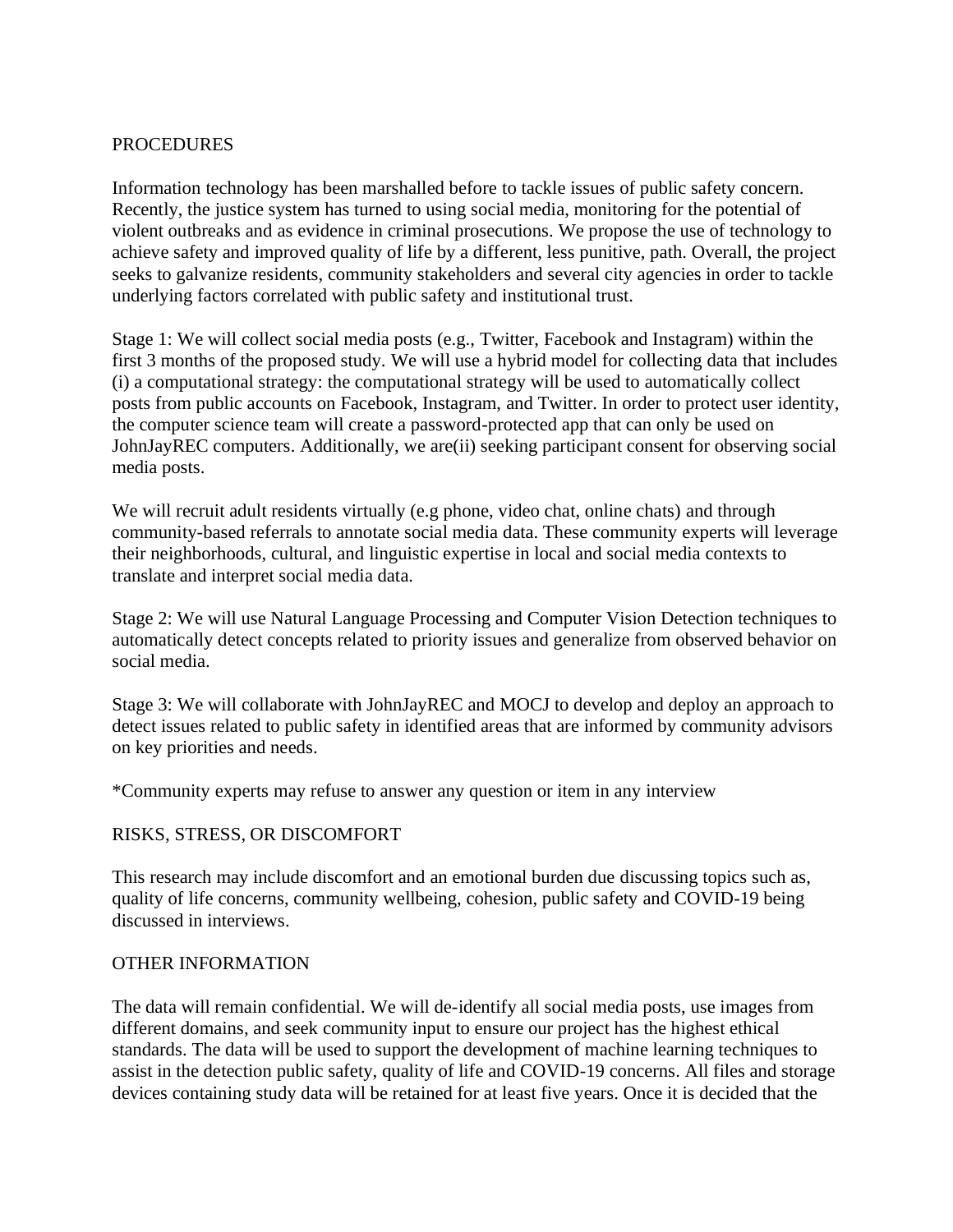## PROCEDURES

Information technology has been marshalled before to tackle issues of public safety concern. Recently, the justice system has turned to using social media, monitoring for the potential of violent outbreaks and as evidence in criminal prosecutions. We propose the use of technology to achieve safety and improved quality of life by a different, less punitive, path. Overall, the project seeks to galvanize residents, community stakeholders and several city agencies in order to tackle underlying factors correlated with public safety and institutional trust.

Stage 1: We will collect social media posts (e.g., Twitter, Facebook and Instagram) within the first 3 months of the proposed study. We will use a hybrid model for collecting data that includes (i) a computational strategy: the computational strategy will be used to automatically collect posts from public accounts on Facebook, Instagram, and Twitter. In order to protect user identity, the computer science team will create a password-protected app that can only be used on JohnJayREC computers. Additionally, we are(ii) seeking participant consent for observing social media posts.

We will recruit adult residents virtually (e.g phone, video chat, online chats) and through community-based referrals to annotate social media data. These community experts will leverage their neighborhoods, cultural, and linguistic expertise in local and social media contexts to translate and interpret social media data.

Stage 2: We will use Natural Language Processing and Computer Vision Detection techniques to automatically detect concepts related to priority issues and generalize from observed behavior on social media.

Stage 3: We will collaborate with JohnJayREC and MOCJ to develop and deploy an approach to detect issues related to public safety in identified areas that are informed by community advisors on key priorities and needs.

*Community experts may refuse to answer any question or item in any interview

## RISKS, STRESS, OR DISCOMFORT

This research may include discomfort and an emotional burden due discussing topics such as, quality of life concerns, community wellbeing, cohesion, public safety and COVID-19 being discussed in interviews.

## OTHER INFORMATION

The data will remain confidential. We will de-identify all social media posts, use images from different domains, and seek community input to ensure our project has the highest ethical standards. The data will be used to support the development of machine learning techniques to assist in the detection public safety, quality of life and COVID-19 concerns. All files and storage devices containing study data will be retained for at least five years. Once it is decided that the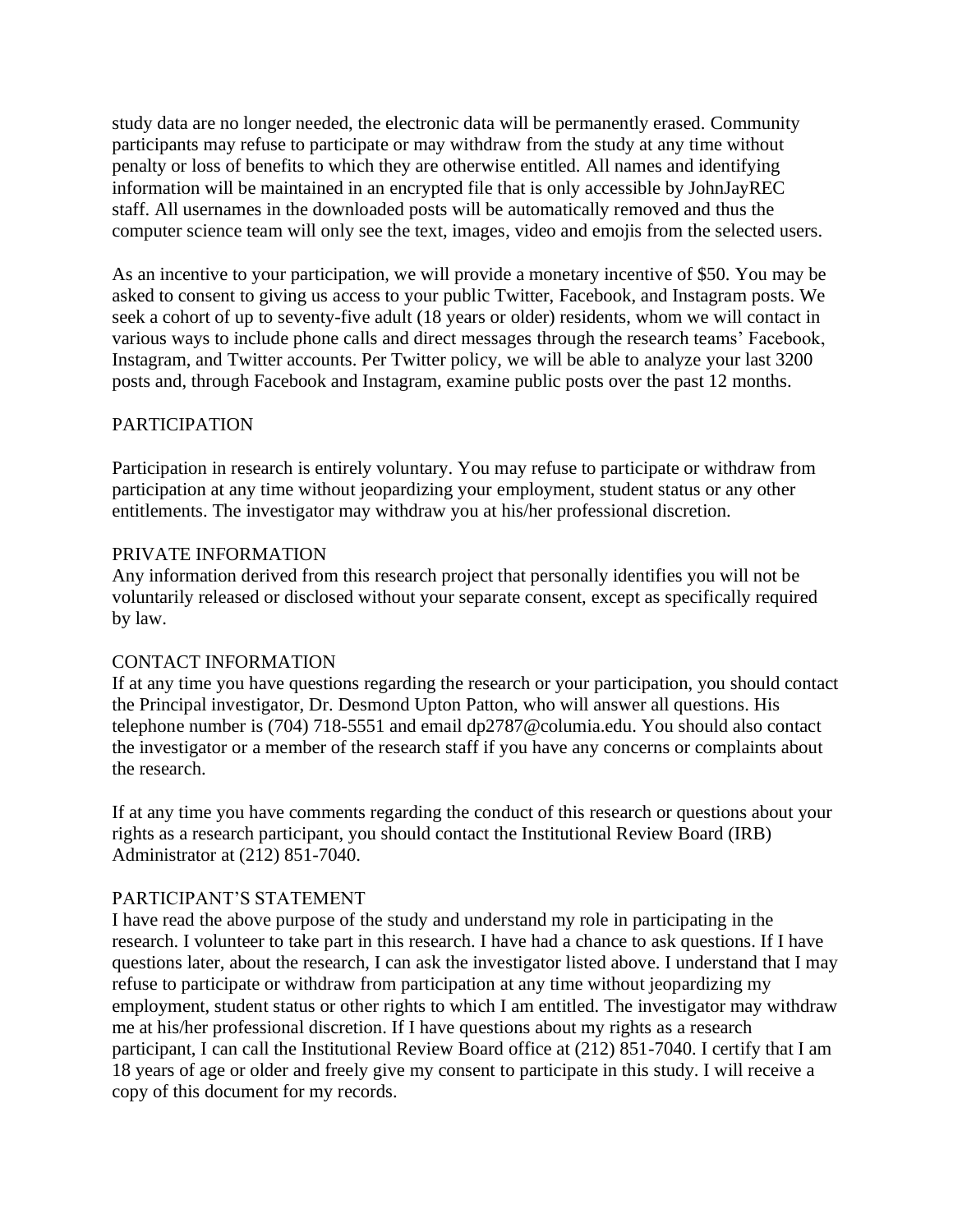study data are no longer needed, the electronic data will be permanently erased. Community participants may refuse to participate or may withdraw from the study at any time without penalty or loss of benefits to which they are otherwise entitled. All names and identifying information will be maintained in an encrypted file that is only accessible by JohnJayREC staff. All usernames in the downloaded posts will be automatically removed and thus the computer science team will only see the text, images, video and emojis from the selected users.

As an incentive to your participation, we will provide a monetary incentive of $50. You may be asked to consent to giving us access to your public Twitter, Facebook, and Instagram posts. We seek a cohort of up to seventy-five adult (18 years or older) residents, whom we will contact in various ways to include phone calls and direct messages through the research teams' Facebook, Instagram, and Twitter accounts. Per Twitter policy, we will be able to analyze your last 3200 posts and, through Facebook and Instagram, examine public posts over the past 12 months.

## PARTICIPATION

Participation in research is entirely voluntary. You may refuse to participate or withdraw from participation at any time without jeopardizing your employment, student status or any other entitlements. The investigator may withdraw you at his/her professional discretion.

## PRIVATE INFORMATION

Any information derived from this research project that personally identifies you will not be voluntarily released or disclosed without your separate consent, except as specifically required by law.

## CONTACT INFORMATION

If at any time you have questions regarding the research or your participation, you should contact the Principal investigator, Dr. Desmond Upton Patton, who will answer all questions. His telephone number is (704) 718-5551 and email dp2787@columia.edu. You should also contact the investigator or a member of the research staff if you have any concerns or complaints about the research.

If at any time you have comments regarding the conduct of this research or questions about your rights as a research participant, you should contact the Institutional Review Board (IRB) Administrator at (212) 851-7040.

## PARTICIPANT'S STATEMENT

I have read the above purpose of the study and understand my role in participating in the research. I volunteer to take part in this research. I have had a chance to ask questions. If I have questions later, about the research, I can ask the investigator listed above. I understand that I may refuse to participate or withdraw from participation at any time without jeopardizing my employment, student status or other rights to which I am entitled. The investigator may withdraw me at his/her professional discretion. If I have questions about my rights as a research participant, I can call the Institutional Review Board office at (212) 851-7040. I certify that I am 18 years of age or older and freely give my consent to participate in this study. I will receive a copy of this document for my records.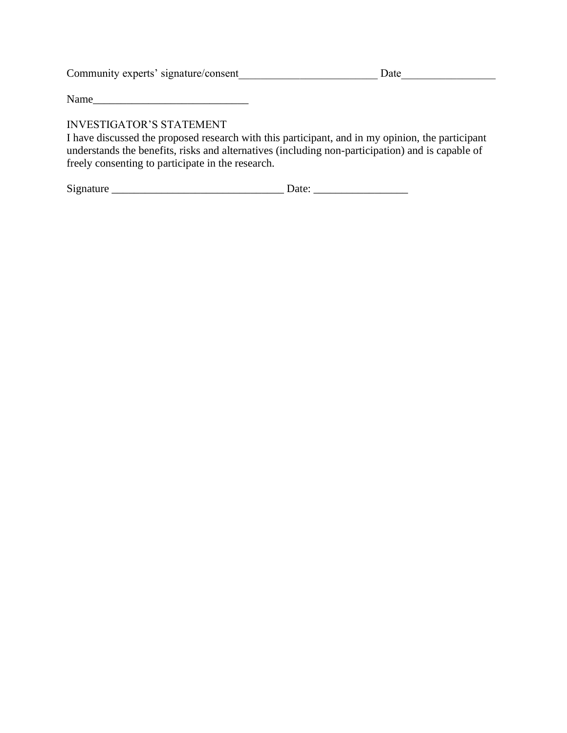Community experts' signature/consent_________________________ Date_________________

Name____________________________

INVESTIGATOR'S STATEMENT

I have discussed the proposed research with this participant, and in my opinion, the participant understands the benefits, risks and alternatives (including non-participation) and is capable of freely consenting to participate in the research.

Signature _______________________________ Date: _________________